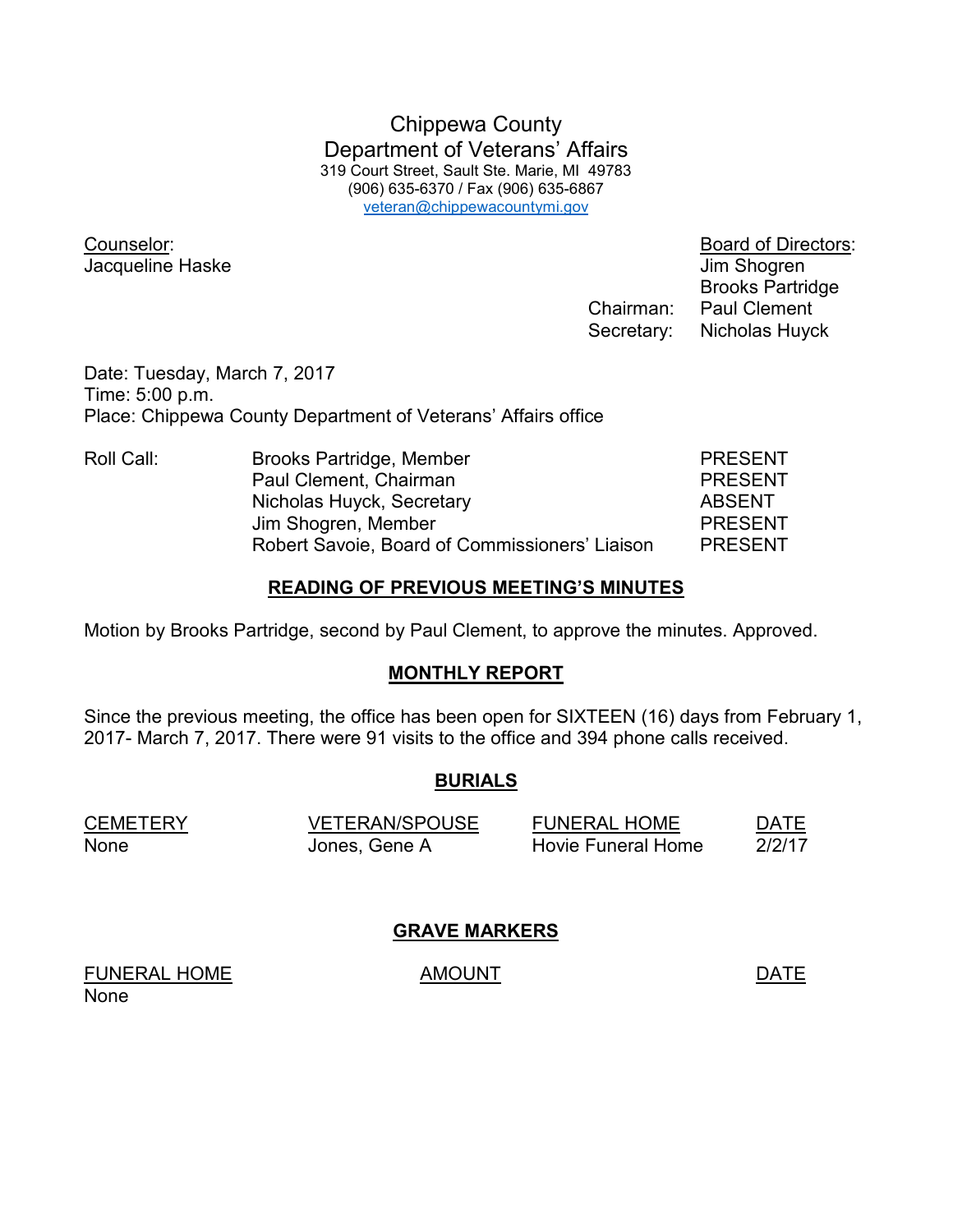# Chippewa County
## Department of Veterans' Affairs

319 Court Street, Sault Ste. Marie, MI 49783
(906) 635-6370 / Fax (906) 635-6867
veteran@chippewacountymi.gov

Counselor:
Jacqueline Haske

Board of Directors:
Jim Shogren
Brooks Partridge
Chairman: Paul Clement
Secretary: Nicholas Huyck

Date: Tuesday, March 7, 2017
Time: 5:00 p.m.
Place: Chippewa County Department of Veterans' Affairs office

| Roll Call: | | |
|---|---|---|
| | Brooks Partridge, Member | PRESENT |
| | Paul Clement, Chairman | PRESENT |
| | Nicholas Huyck, Secretary | ABSENT |
| | Jim Shogren, Member | PRESENT |
| | Robert Savoie, Board of Commissioners' Liaison | PRESENT |

## READING OF PREVIOUS MEETING'S MINUTES

Motion by Brooks Partridge, second by Paul Clement, to approve the minutes. Approved.

## MONTHLY REPORT

Since the previous meeting, the office has been open for SIXTEEN (16) days from February 1, 2017- March 7, 2017. There were 91 visits to the office and 394 phone calls received.

## BURIALS

| CEMETERY | VETERAN/SPOUSE | FUNERAL HOME | DATE |
|---|---|---|---|
| None | Jones, Gene A | Hovie Funeral Home | 2/2/17 |

## GRAVE MARKERS

| FUNERAL HOME | AMOUNT | DATE |
|---|---|---|
| None | | |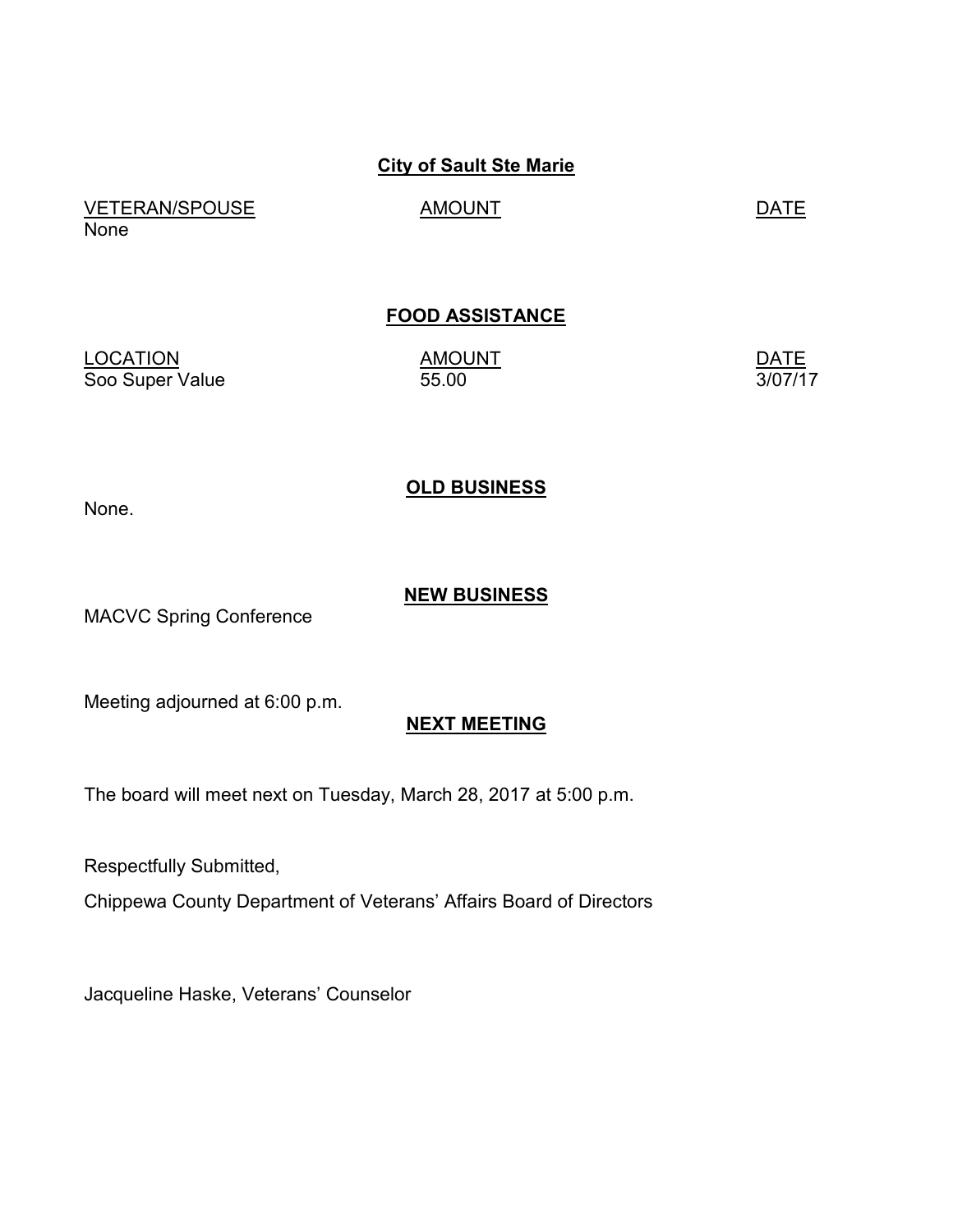**City of Sault Ste Marie**

| VETERAN/SPOUSE | AMOUNT | DATE |
|---|---|---|
| None | | |

## FOOD ASSISTANCE

| LOCATION | AMOUNT | DATE |
|---|---|---|
| Soo Super Value | 55.00 | 3/07/17 |

## OLD BUSINESS

None.

## NEW BUSINESS

MACVC Spring Conference

Meeting adjourned at 6:00 p.m.

## NEXT MEETING

The board will meet next on Tuesday, March 28, 2017 at 5:00 p.m.

Respectfully Submitted,

Chippewa County Department of Veterans' Affairs Board of Directors

Jacqueline Haske, Veterans' Counselor